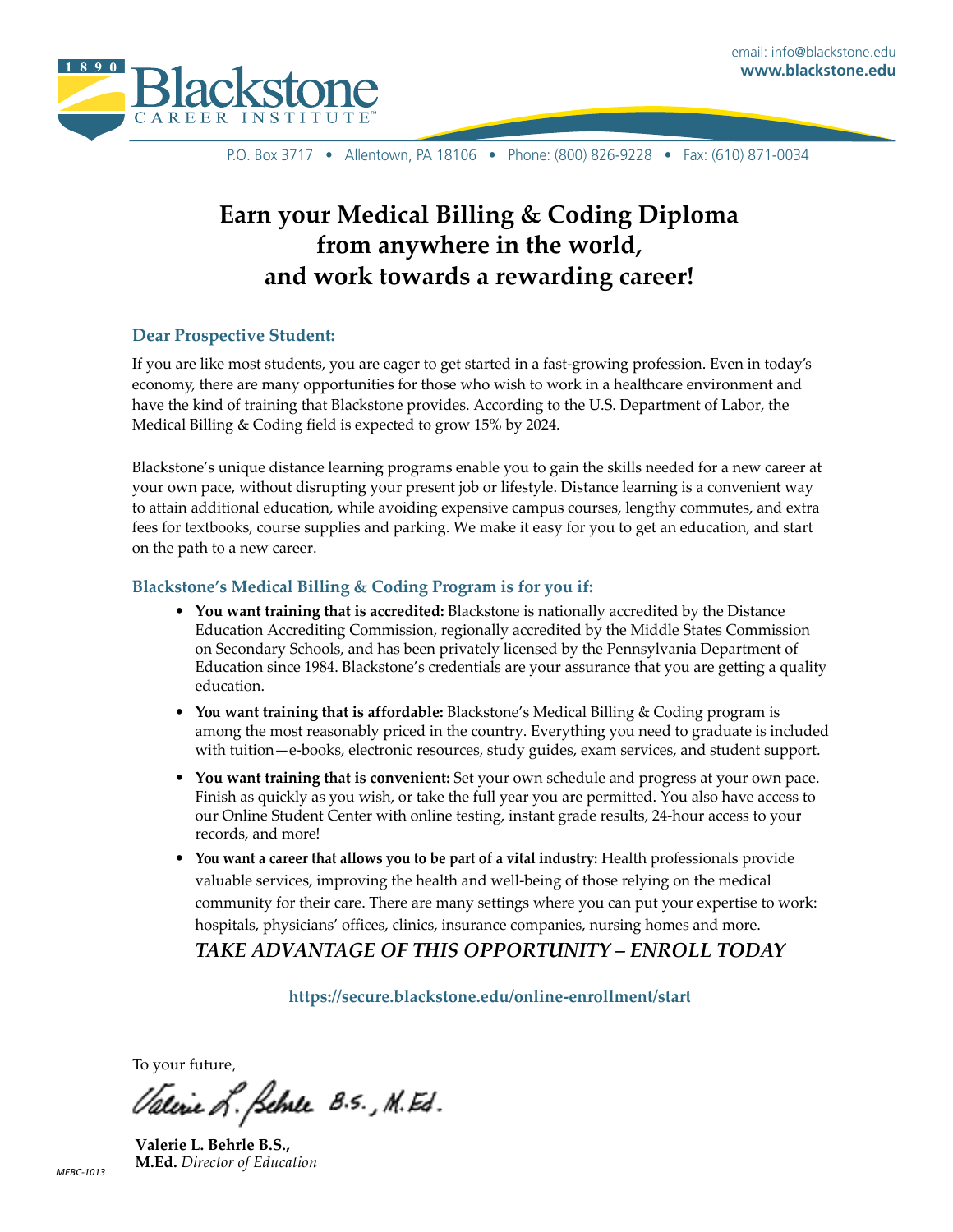email: info@blackstone.edu
**www.blackstone.edu**

Blackstone CAREER INSTITUTE

P.O. Box 3717 • Allentown, PA 18106 • Phone: (800) 826-9228 • Fax: (610) 871-0034

# Earn your Medical Billing & Coding Diploma from anywhere in the world, and work towards a rewarding career!

### Dear Prospective Student:

If you are like most students, you are eager to get started in a fast-growing profession. Even in today's economy, there are many opportunities for those who wish to work in a healthcare environment and have the kind of training that Blackstone provides. According to the U.S. Department of Labor, the Medical Billing & Coding field is expected to grow 15% by 2024.

Blackstone's unique distance learning programs enable you to gain the skills needed for a new career at your own pace, without disrupting your present job or lifestyle. Distance learning is a convenient way to attain additional education, while avoiding expensive campus courses, lengthy commutes, and extra fees for textbooks, course supplies and parking. We make it easy for you to get an education, and start on the path to a new career.

### Blackstone's Medical Billing & Coding Program is for you if:

- **You want training that is accredited:** Blackstone is nationally accredited by the Distance Education Accrediting Commission, regionally accredited by the Middle States Commission on Secondary Schools, and has been privately licensed by the Pennsylvania Department of Education since 1984. Blackstone's credentials are your assurance that you are getting a quality education.
- **You want training that is affordable:** Blackstone's Medical Billing & Coding program is among the most reasonably priced in the country. Everything you need to graduate is included with tuition—e-books, electronic resources, study guides, exam services, and student support.
- **You want training that is convenient:** Set your own schedule and progress at your own pace. Finish as quickly as you wish, or take the full year you are permitted. You also have access to our Online Student Center with online testing, instant grade results, 24-hour access to your records, and more!
- **You want a career that allows you to be part of a vital industry:** Health professionals provide valuable services, improving the health and well-being of those relying on the medical community for their care. There are many settings where you can put your expertise to work: hospitals, physicians' offices, clinics, insurance companies, nursing homes and more.

***TAKE ADVANTAGE OF THIS OPPORTUNITY – ENROLL TODAY***

**https://secure.blackstone.edu/online-enrollment/start**

To your future,

Valerie L. Behrle B.S., M.Ed.

**Valerie L. Behrle B.S., M.Ed.** *Director of Education*

*MEBC-1013*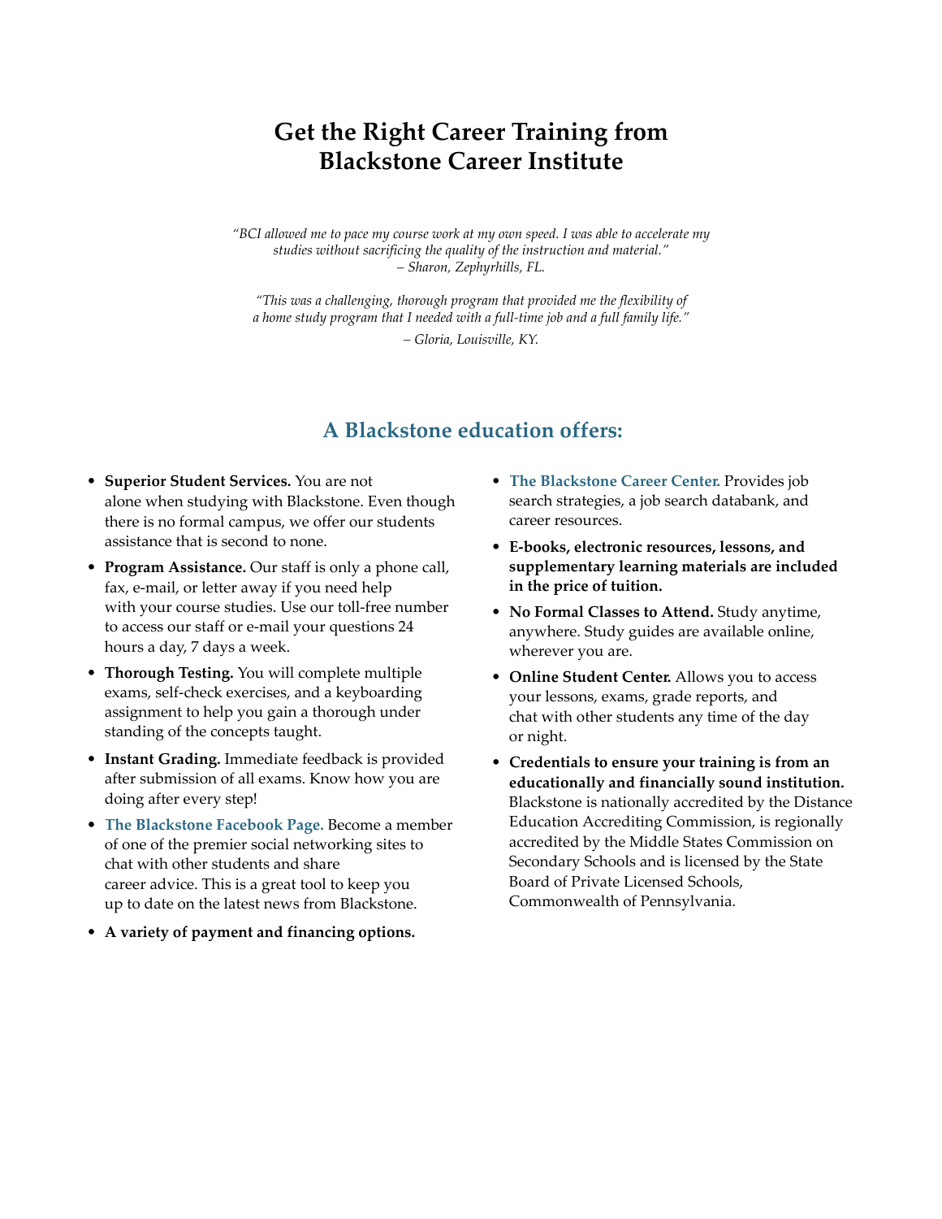# Get the Right Career Training from Blackstone Career Institute

*"BCI allowed me to pace my course work at my own speed. I was able to accelerate my studies without sacrificing the quality of the instruction and material."*
*– Sharon, Zephyrhills, FL.*

*"This was a challenging, thorough program that provided me the flexibility of a home study program that I needed with a full-time job and a full family life."*
*– Gloria, Louisville, KY.*

## A Blackstone education offers:

- **Superior Student Services.** You are not alone when studying with Blackstone. Even though there is no formal campus, we offer our students assistance that is second to none.
- **Program Assistance.** Our staff is only a phone call, fax, e-mail, or letter away if you need help with your course studies. Use our toll-free number to access our staff or e-mail your questions 24 hours a day, 7 days a week.
- **Thorough Testing.** You will complete multiple exams, self-check exercises, and a keyboarding assignment to help you gain a thorough under standing of the concepts taught.
- **Instant Grading.** Immediate feedback is provided after submission of all exams. Know how you are doing after every step!
- **The Blackstone Facebook Page.** Become a member of one of the premier social networking sites to chat with other students and share career advice. This is a great tool to keep you up to date on the latest news from Blackstone.
- **A variety of payment and financing options.**
- **The Blackstone Career Center.** Provides job search strategies, a job search databank, and career resources.
- **E-books, electronic resources, lessons, and supplementary learning materials are included in the price of tuition.**
- **No Formal Classes to Attend.** Study anytime, anywhere. Study guides are available online, wherever you are.
- **Online Student Center.** Allows you to access your lessons, exams, grade reports, and chat with other students any time of the day or night.
- **Credentials to ensure your training is from an educationally and financially sound institution.** Blackstone is nationally accredited by the Distance Education Accrediting Commission, is regionally accredited by the Middle States Commission on Secondary Schools and is licensed by the State Board of Private Licensed Schools, Commonwealth of Pennsylvania.